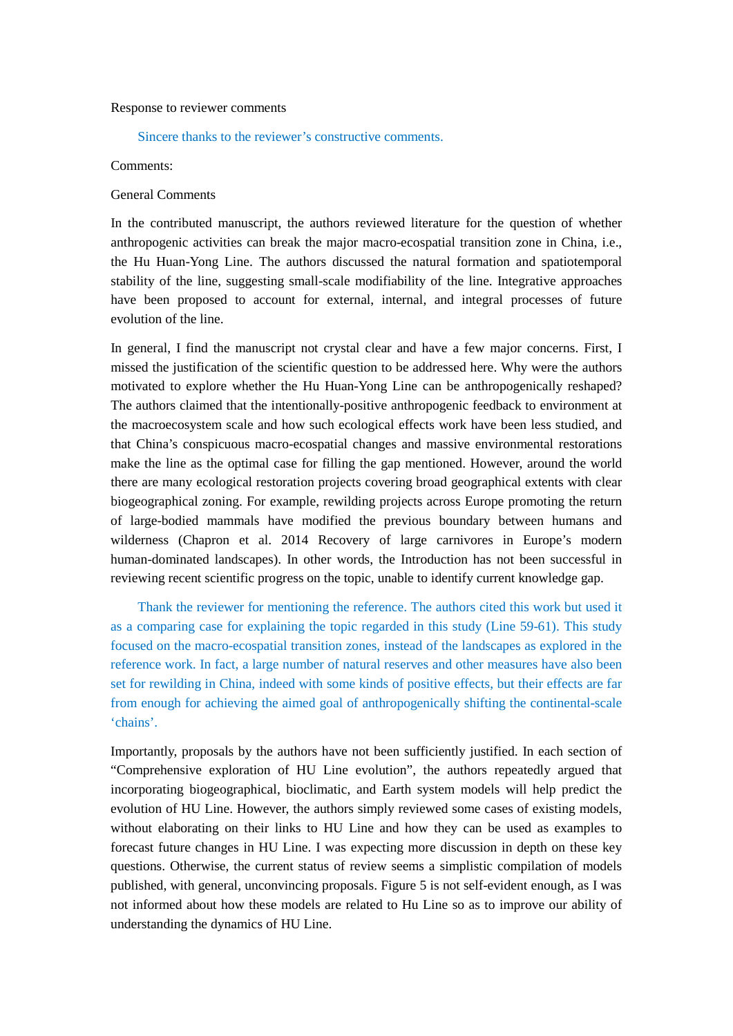Response to reviewer comments

Sincere thanks to the reviewer's constructive comments.

Comments:

General Comments

In the contributed manuscript, the authors reviewed literature for the question of whether anthropogenic activities can break the major macro-ecospatial transition zone in China, i.e., the Hu Huan-Yong Line. The authors discussed the natural formation and spatiotemporal stability of the line, suggesting small-scale modifiability of the line. Integrative approaches have been proposed to account for external, internal, and integral processes of future evolution of the line.

In general, I find the manuscript not crystal clear and have a few major concerns. First, I missed the justification of the scientific question to be addressed here. Why were the authors motivated to explore whether the Hu Huan-Yong Line can be anthropogenically reshaped? The authors claimed that the intentionally-positive anthropogenic feedback to environment at the macroecosystem scale and how such ecological effects work have been less studied, and that China's conspicuous macro-ecospatial changes and massive environmental restorations make the line as the optimal case for filling the gap mentioned. However, around the world there are many ecological restoration projects covering broad geographical extents with clear biogeographical zoning. For example, rewilding projects across Europe promoting the return of large-bodied mammals have modified the previous boundary between humans and wilderness (Chapron et al. 2014 Recovery of large carnivores in Europe's modern human-dominated landscapes). In other words, the Introduction has not been successful in reviewing recent scientific progress on the topic, unable to identify current knowledge gap.

Thank the reviewer for mentioning the reference. The authors cited this work but used it as a comparing case for explaining the topic regarded in this study (Line 59-61). This study focused on the macro-ecospatial transition zones, instead of the landscapes as explored in the reference work. In fact, a large number of natural reserves and other measures have also been set for rewilding in China, indeed with some kinds of positive effects, but their effects are far from enough for achieving the aimed goal of anthropogenically shifting the continental-scale 'chains'.

Importantly, proposals by the authors have not been sufficiently justified. In each section of "Comprehensive exploration of HU Line evolution", the authors repeatedly argued that incorporating biogeographical, bioclimatic, and Earth system models will help predict the evolution of HU Line. However, the authors simply reviewed some cases of existing models, without elaborating on their links to HU Line and how they can be used as examples to forecast future changes in HU Line. I was expecting more discussion in depth on these key questions. Otherwise, the current status of review seems a simplistic compilation of models published, with general, unconvincing proposals. Figure 5 is not self-evident enough, as I was not informed about how these models are related to Hu Line so as to improve our ability of understanding the dynamics of HU Line.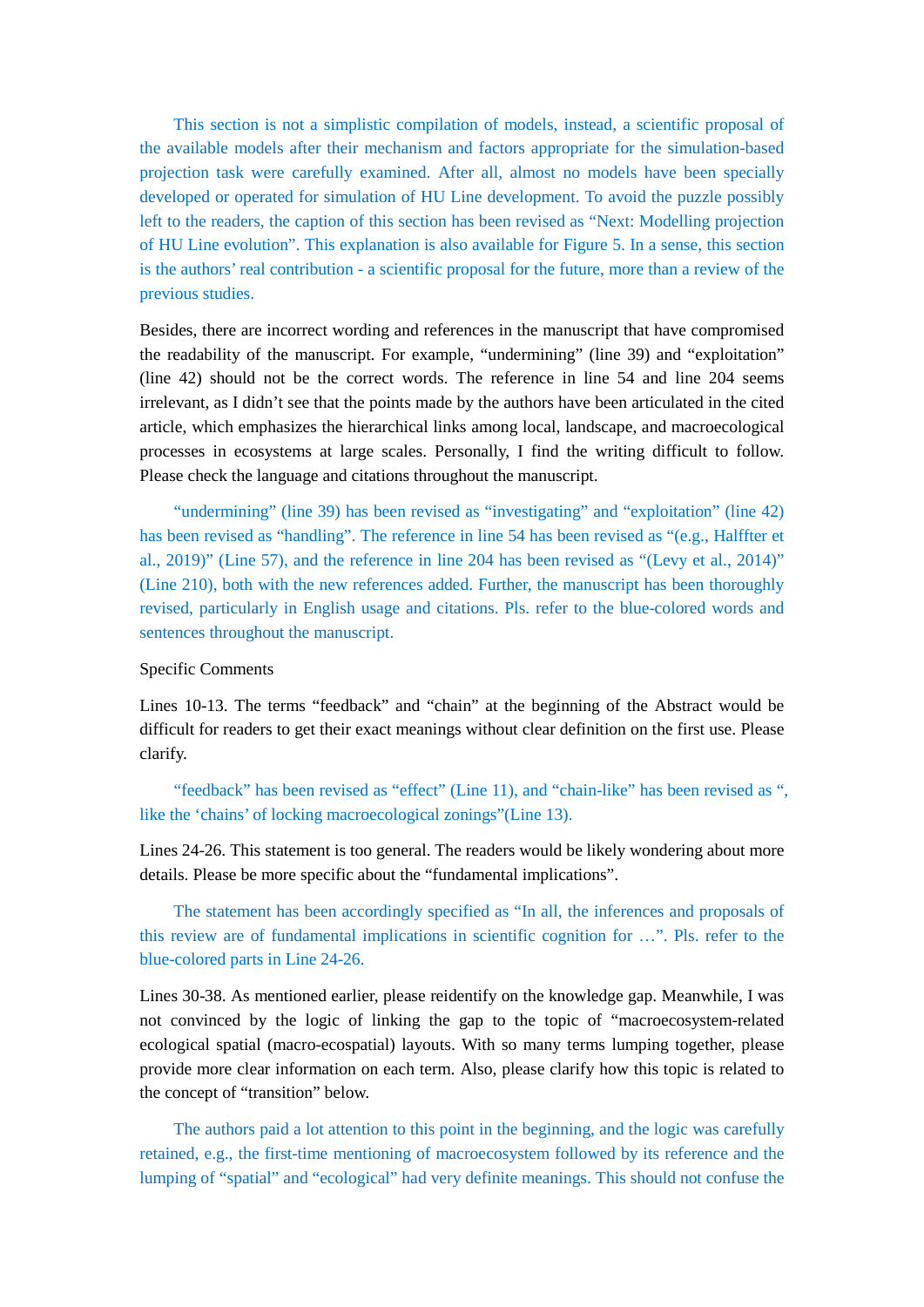This section is not a simplistic compilation of models, instead, a scientific proposal of the available models after their mechanism and factors appropriate for the simulation-based projection task were carefully examined. After all, almost no models have been specially developed or operated for simulation of HU Line development. To avoid the puzzle possibly left to the readers, the caption of this section has been revised as "Next: Modelling projection of HU Line evolution". This explanation is also available for Figure 5. In a sense, this section is the authors' real contribution - a scientific proposal for the future, more than a review of the previous studies.

Besides, there are incorrect wording and references in the manuscript that have compromised the readability of the manuscript. For example, "undermining" (line 39) and "exploitation" (line 42) should not be the correct words. The reference in line 54 and line 204 seems irrelevant, as I didn't see that the points made by the authors have been articulated in the cited article, which emphasizes the hierarchical links among local, landscape, and macroecological processes in ecosystems at large scales. Personally, I find the writing difficult to follow. Please check the language and citations throughout the manuscript.

"undermining" (line 39) has been revised as "investigating" and "exploitation" (line 42) has been revised as "handling". The reference in line 54 has been revised as "(e.g., Halffter et al., 2019)" (Line 57), and the reference in line 204 has been revised as "(Levy et al., 2014)" (Line 210), both with the new references added. Further, the manuscript has been thoroughly revised, particularly in English usage and citations. Pls. refer to the blue-colored words and sentences throughout the manuscript.

Specific Comments

Lines 10-13. The terms "feedback" and "chain" at the beginning of the Abstract would be difficult for readers to get their exact meanings without clear definition on the first use. Please clarify.

"feedback" has been revised as "effect" (Line 11), and "chain-like" has been revised as ", like the 'chains' of locking macroecological zonings"(Line 13).

Lines 24-26. This statement is too general. The readers would be likely wondering about more details. Please be more specific about the "fundamental implications".

The statement has been accordingly specified as "In all, the inferences and proposals of this review are of fundamental implications in scientific cognition for …". Pls. refer to the blue-colored parts in Line 24-26.

Lines 30-38. As mentioned earlier, please reidentify on the knowledge gap. Meanwhile, I was not convinced by the logic of linking the gap to the topic of "macroecosystem-related ecological spatial (macro-ecospatial) layouts. With so many terms lumping together, please provide more clear information on each term. Also, please clarify how this topic is related to the concept of "transition" below.

The authors paid a lot attention to this point in the beginning, and the logic was carefully retained, e.g., the first-time mentioning of macroecosystem followed by its reference and the lumping of "spatial" and "ecological" had very definite meanings. This should not confuse the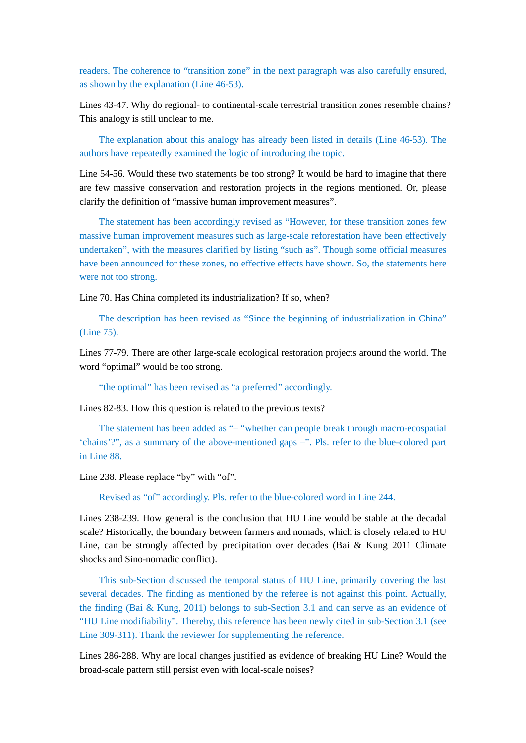readers. The coherence to “transition zone” in the next paragraph was also carefully ensured, as shown by the explanation (Line 46-53).

Lines 43-47. Why do regional- to continental-scale terrestrial transition zones resemble chains? This analogy is still unclear to me.

The explanation about this analogy has already been listed in details (Line 46-53). The authors have repeatedly examined the logic of introducing the topic.

Line 54-56. Would these two statements be too strong? It would be hard to imagine that there are few massive conservation and restoration projects in the regions mentioned. Or, please clarify the definition of “massive human improvement measures”.

The statement has been accordingly revised as “However, for these transition zones few massive human improvement measures such as large-scale reforestation have been effectively undertaken”, with the measures clarified by listing “such as”. Though some official measures have been announced for these zones, no effective effects have shown. So, the statements here were not too strong.

Line 70. Has China completed its industrialization? If so, when?

The description has been revised as “Since the beginning of industrialization in China” (Line 75).

Lines 77-79. There are other large-scale ecological restoration projects around the world. The word “optimal” would be too strong.

“the optimal” has been revised as “a preferred” accordingly.

Lines 82-83. How this question is related to the previous texts?

The statement has been added as “– “whether can people break through macro-ecospatial ‘chains’?”, as a summary of the above-mentioned gaps –”. Pls. refer to the blue-colored part in Line 88.

Line 238. Please replace “by” with “of”.

Revised as “of” accordingly. Pls. refer to the blue-colored word in Line 244.

Lines 238-239. How general is the conclusion that HU Line would be stable at the decadal scale? Historically, the boundary between farmers and nomads, which is closely related to HU Line, can be strongly affected by precipitation over decades (Bai & Kung 2011 Climate shocks and Sino-nomadic conflict).

This sub-Section discussed the temporal status of HU Line, primarily covering the last several decades. The finding as mentioned by the referee is not against this point. Actually, the finding (Bai & Kung, 2011) belongs to sub-Section 3.1 and can serve as an evidence of “HU Line modifiability”. Thereby, this reference has been newly cited in sub-Section 3.1 (see Line 309-311). Thank the reviewer for supplementing the reference.

Lines 286-288. Why are local changes justified as evidence of breaking HU Line? Would the broad-scale pattern still persist even with local-scale noises?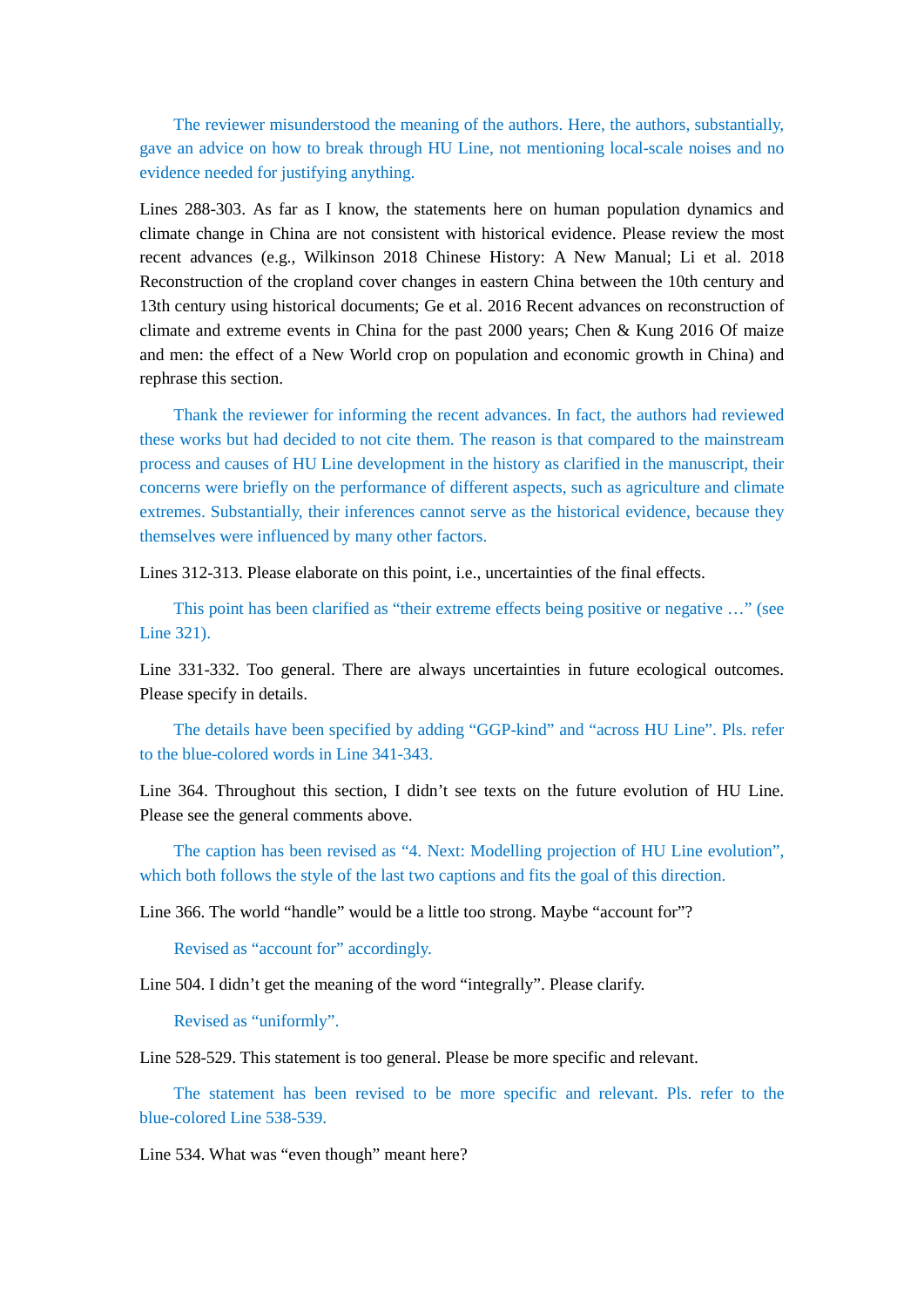The reviewer misunderstood the meaning of the authors. Here, the authors, substantially, gave an advice on how to break through HU Line, not mentioning local-scale noises and no evidence needed for justifying anything.

Lines 288-303. As far as I know, the statements here on human population dynamics and climate change in China are not consistent with historical evidence. Please review the most recent advances (e.g., Wilkinson 2018 Chinese History: A New Manual; Li et al. 2018 Reconstruction of the cropland cover changes in eastern China between the 10th century and 13th century using historical documents; Ge et al. 2016 Recent advances on reconstruction of climate and extreme events in China for the past 2000 years; Chen & Kung 2016 Of maize and men: the effect of a New World crop on population and economic growth in China) and rephrase this section.

Thank the reviewer for informing the recent advances. In fact, the authors had reviewed these works but had decided to not cite them. The reason is that compared to the mainstream process and causes of HU Line development in the history as clarified in the manuscript, their concerns were briefly on the performance of different aspects, such as agriculture and climate extremes. Substantially, their inferences cannot serve as the historical evidence, because they themselves were influenced by many other factors.

Lines 312-313. Please elaborate on this point, i.e., uncertainties of the final effects.

This point has been clarified as “their extreme effects being positive or negative …” (see Line 321).

Line 331-332. Too general. There are always uncertainties in future ecological outcomes. Please specify in details.

The details have been specified by adding “GGP-kind” and “across HU Line”. Pls. refer to the blue-colored words in Line 341-343.

Line 364. Throughout this section, I didn’t see texts on the future evolution of HU Line. Please see the general comments above.

The caption has been revised as “4. Next: Modelling projection of HU Line evolution”, which both follows the style of the last two captions and fits the goal of this direction.

Line 366. The world “handle” would be a little too strong. Maybe “account for”?

Revised as “account for” accordingly.

Line 504. I didn’t get the meaning of the word “integrally”. Please clarify.

Revised as “uniformly”.

Line 528-529. This statement is too general. Please be more specific and relevant.

The statement has been revised to be more specific and relevant. Pls. refer to the blue-colored Line 538-539.

Line 534. What was “even though” meant here?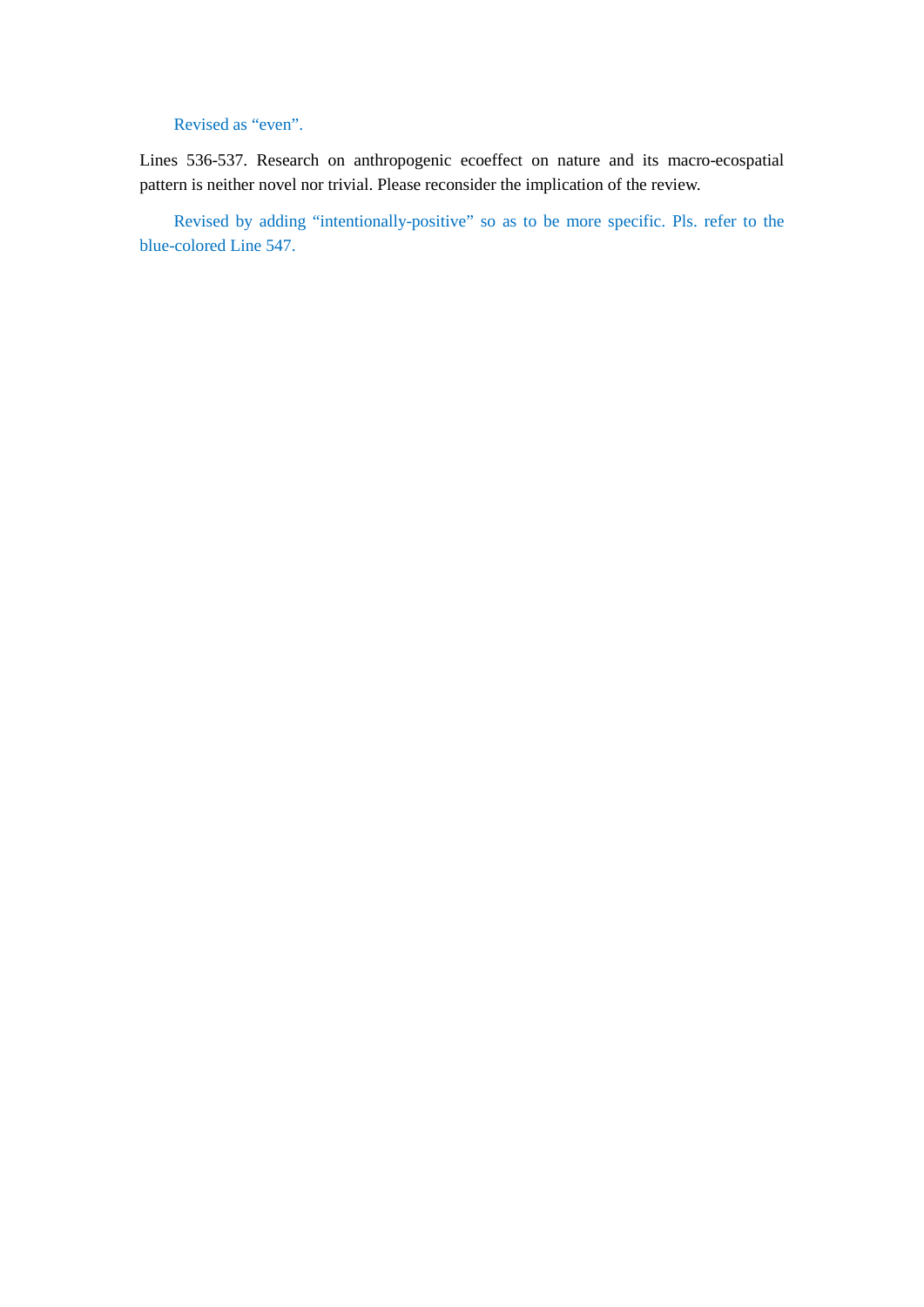Revised as "even".

Lines 536-537. Research on anthropogenic ecoeffect on nature and its macro-ecospatial pattern is neither novel nor trivial. Please reconsider the implication of the review.

Revised by adding "intentionally-positive" so as to be more specific. Pls. refer to the blue-colored Line 547.